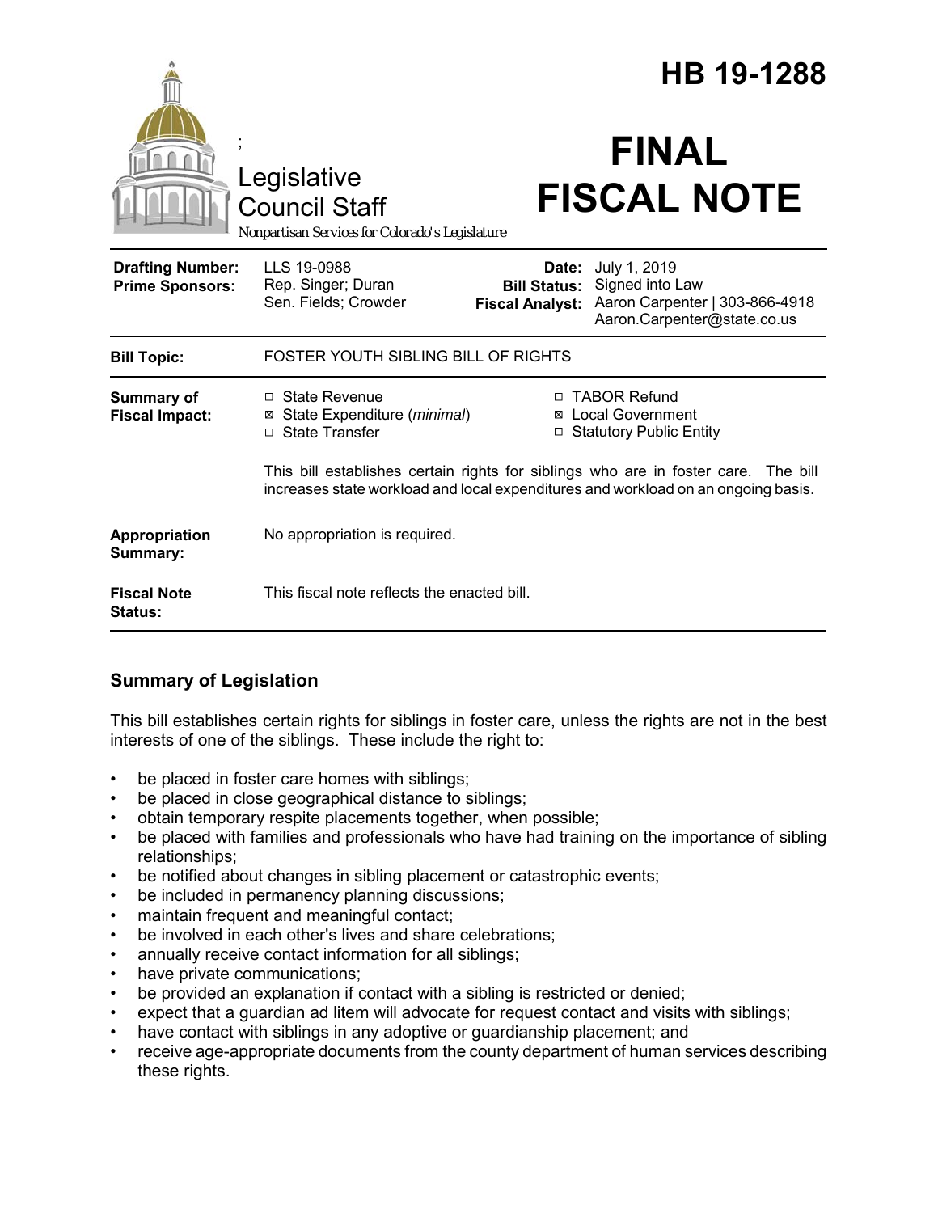# HB 19-1288

Legislative Council Staff

*Nonpartisan Services for Colorado's Legislature*

# FINAL FISCAL NOTE

| | | | |
|---|---|---|---|
| **Drafting Number:** | LLS 19-0988 | **Date:** | July 1, 2019 |
| **Prime Sponsors:** | Rep. Singer; Duran<br>Sen. Fields; Crowder | **Bill Status:** | Signed into Law |
| | | **Fiscal Analyst:** | Aaron Carpenter \| 303-866-4918<br>Aaron.Carpenter@state.co.us |

| | |
|---|---|
| **Bill Topic:** | FOSTER YOUTH SIBLING BILL OF RIGHTS |
| **Summary of Fiscal Impact:** | ☐ State Revenue<br>☒ State Expenditure (*minimal*)<br>☐ State Transfer<br>☐ TABOR Refund<br>☒ Local Government<br>☐ Statutory Public Entity<br><br>This bill establishes certain rights for siblings who are in foster care. The bill increases state workload and local expenditures and workload on an ongoing basis. |
| **Appropriation Summary:** | No appropriation is required. |
| **Fiscal Note Status:** | This fiscal note reflects the enacted bill. |

## Summary of Legislation

This bill establishes certain rights for siblings in foster care, unless the rights are not in the best interests of one of the siblings. These include the right to:

- be placed in foster care homes with siblings;
- be placed in close geographical distance to siblings;
- obtain temporary respite placements together, when possible;
- be placed with families and professionals who have had training on the importance of sibling relationships;
- be notified about changes in sibling placement or catastrophic events;
- be included in permanency planning discussions;
- maintain frequent and meaningful contact;
- be involved in each other's lives and share celebrations;
- annually receive contact information for all siblings;
- have private communications;
- be provided an explanation if contact with a sibling is restricted or denied;
- expect that a guardian ad litem will advocate for request contact and visits with siblings;
- have contact with siblings in any adoptive or guardianship placement; and
- receive age-appropriate documents from the county department of human services describing these rights.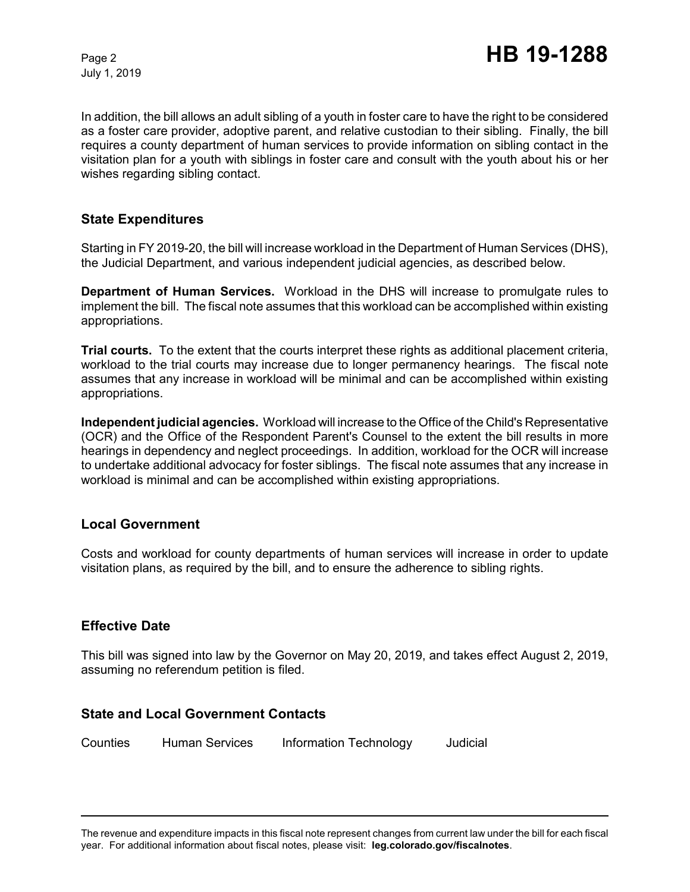In addition, the bill allows an adult sibling of a youth in foster care to have the right to be considered as a foster care provider, adoptive parent, and relative custodian to their sibling. Finally, the bill requires a county department of human services to provide information on sibling contact in the visitation plan for a youth with siblings in foster care and consult with the youth about his or her wishes regarding sibling contact.

## State Expenditures

Starting in FY 2019-20, the bill will increase workload in the Department of Human Services (DHS), the Judicial Department, and various independent judicial agencies, as described below.

**Department of Human Services.** Workload in the DHS will increase to promulgate rules to implement the bill. The fiscal note assumes that this workload can be accomplished within existing appropriations.

**Trial courts.** To the extent that the courts interpret these rights as additional placement criteria, workload to the trial courts may increase due to longer permanency hearings. The fiscal note assumes that any increase in workload will be minimal and can be accomplished within existing appropriations.

**Independent judicial agencies.** Workload will increase to the Office of the Child's Representative (OCR) and the Office of the Respondent Parent's Counsel to the extent the bill results in more hearings in dependency and neglect proceedings. In addition, workload for the OCR will increase to undertake additional advocacy for foster siblings. The fiscal note assumes that any increase in workload is minimal and can be accomplished within existing appropriations.

## Local Government

Costs and workload for county departments of human services will increase in order to update visitation plans, as required by the bill, and to ensure the adherence to sibling rights.

## Effective Date

This bill was signed into law by the Governor on May 20, 2019, and takes effect August 2, 2019, assuming no referendum petition is filed.

## State and Local Government Contacts

Counties    Human Services    Information Technology    Judicial

The revenue and expenditure impacts in this fiscal note represent changes from current law under the bill for each fiscal year. For additional information about fiscal notes, please visit: **leg.colorado.gov/fiscalnotes**.